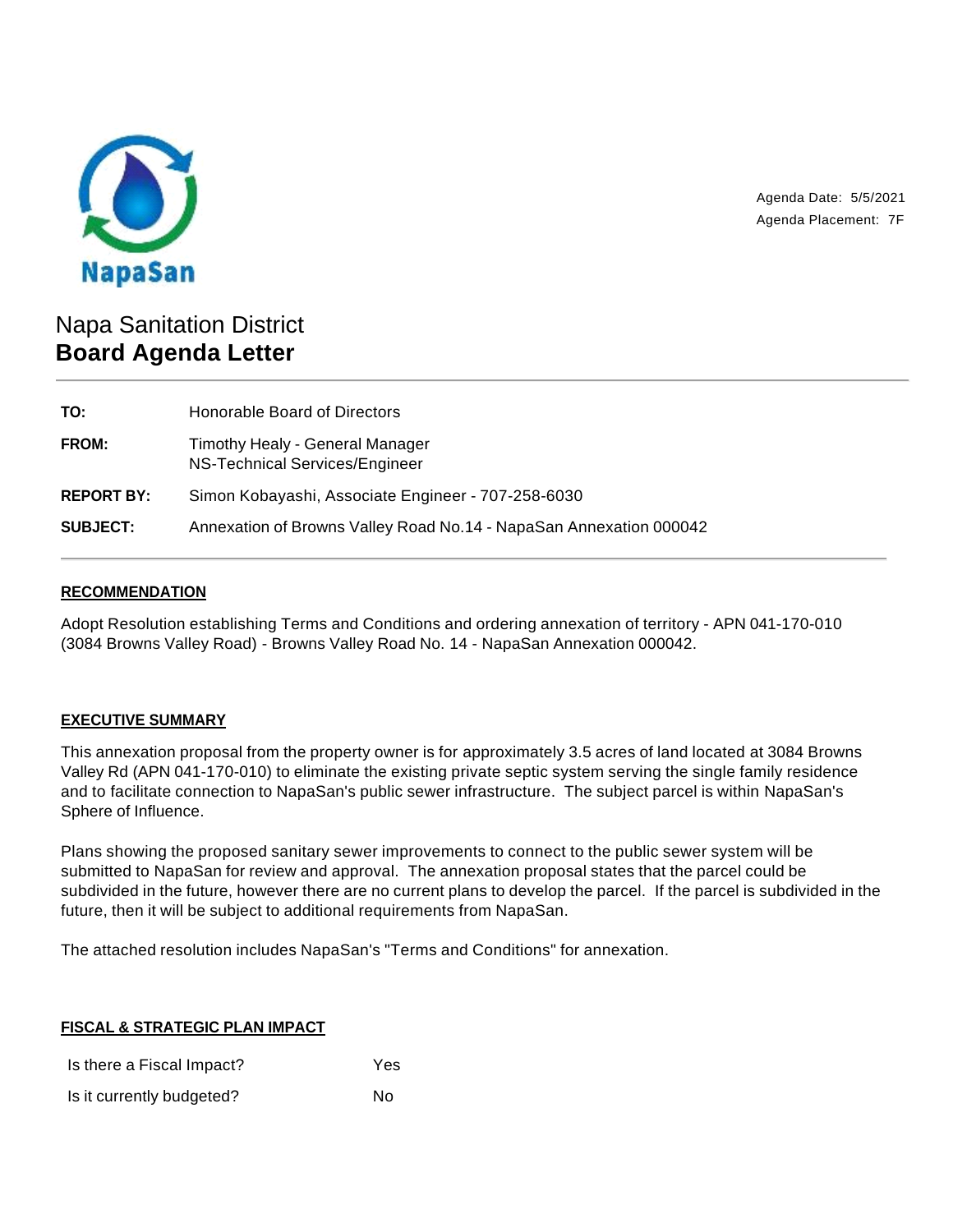NapaSan

Agenda Date: 5/5/2021
Agenda Placement: 7F

# Napa Sanitation District
# **Board Agenda Letter**

---

| | |
|---|---|
| **TO:** | Honorable Board of Directors |
| **FROM:** | Timothy Healy - General Manager<br>NS-Technical Services/Engineer |
| **REPORT BY:** | Simon Kobayashi, Associate Engineer - 707-258-6030 |
| **SUBJECT:** | Annexation of Browns Valley Road No.14 - NapaSan Annexation 000042 |

---

## RECOMMENDATION

Adopt Resolution establishing Terms and Conditions and ordering annexation of territory - APN 041-170-010 (3084 Browns Valley Road) - Browns Valley Road No. 14 - NapaSan Annexation 000042.

## EXECUTIVE SUMMARY

This annexation proposal from the property owner is for approximately 3.5 acres of land located at 3084 Browns Valley Rd (APN 041-170-010) to eliminate the existing private septic system serving the single family residence and to facilitate connection to NapaSan's public sewer infrastructure. The subject parcel is within NapaSan's Sphere of Influence.

Plans showing the proposed sanitary sewer improvements to connect to the public sewer system will be submitted to NapaSan for review and approval. The annexation proposal states that the parcel could be subdivided in the future, however there are no current plans to develop the parcel. If the parcel is subdivided in the future, then it will be subject to additional requirements from NapaSan.

The attached resolution includes NapaSan's "Terms and Conditions" for annexation.

## FISCAL & STRATEGIC PLAN IMPACT

| | |
|---|---|
| Is there a Fiscal Impact? | Yes |
| Is it currently budgeted? | No |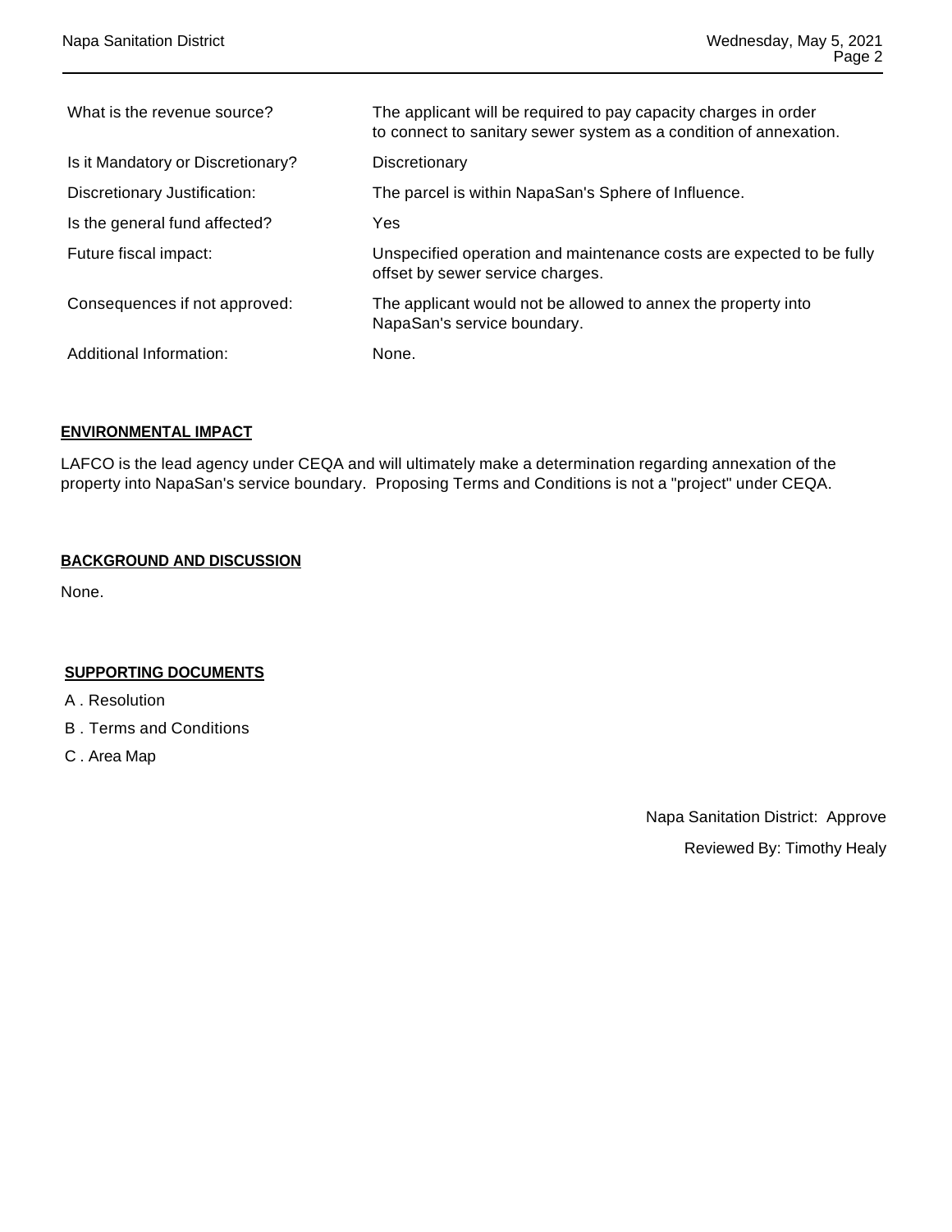| | |
|---|---|
| What is the revenue source? | The applicant will be required to pay capacity charges in order to connect to sanitary sewer system as a condition of annexation. |
| Is it Mandatory or Discretionary? | Discretionary |
| Discretionary Justification: | The parcel is within NapaSan's Sphere of Influence. |
| Is the general fund affected? | Yes |
| Future fiscal impact: | Unspecified operation and maintenance costs are expected to be fully offset by sewer service charges. |
| Consequences if not approved: | The applicant would not be allowed to annex the property into NapaSan's service boundary. |
| Additional Information: | None. |

## ENVIRONMENTAL IMPACT

LAFCO is the lead agency under CEQA and will ultimately make a determination regarding annexation of the property into NapaSan's service boundary. Proposing Terms and Conditions is not a "project" under CEQA.

## BACKGROUND AND DISCUSSION

None.

## SUPPORTING DOCUMENTS

A . Resolution

B . Terms and Conditions

C . Area Map

Napa Sanitation District: Approve

Reviewed By: Timothy Healy